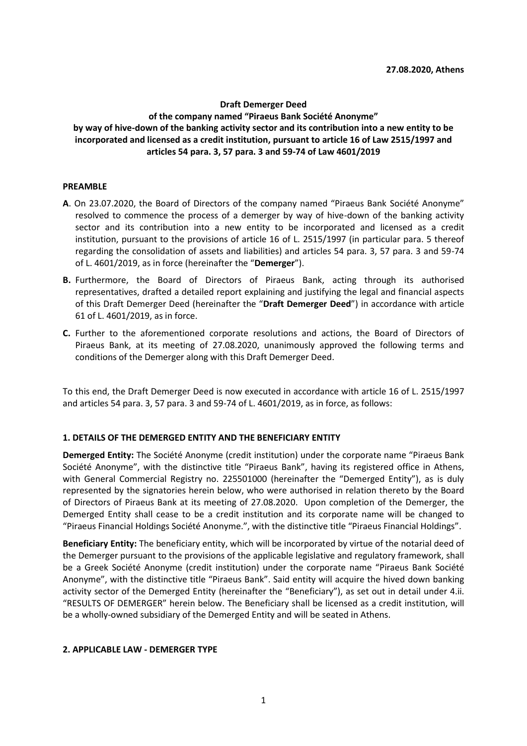**27.08.2020, Athens**

**Draft Demerger Deed**
**of the company named "Piraeus Bank Société Anonyme"**
**by way of hive-down of the banking activity sector and its contribution into a new entity to be incorporated and licensed as a credit institution, pursuant to article 16 of Law 2515/1997 and articles 54 para. 3, 57 para. 3 and 59-74 of Law 4601/2019**

**PREAMBLE**

**A**. On 23.07.2020, the Board of Directors of the company named "Piraeus Bank Société Anonyme" resolved to commence the process of a demerger by way of hive-down of the banking activity sector and its contribution into a new entity to be incorporated and licensed as a credit institution, pursuant to the provisions of article 16 of L. 2515/1997 (in particular para. 5 thereof regarding the consolidation of assets and liabilities) and articles 54 para. 3, 57 para. 3 and 59-74 of L. 4601/2019, as in force (hereinafter the "**Demerger**").

**B.** Furthermore, the Board of Directors of Piraeus Bank, acting through its authorised representatives, drafted a detailed report explaining and justifying the legal and financial aspects of this Draft Demerger Deed (hereinafter the "**Draft Demerger Deed**") in accordance with article 61 of L. 4601/2019, as in force.

**C.** Further to the aforementioned corporate resolutions and actions, the Board of Directors of Piraeus Bank, at its meeting of 27.08.2020, unanimously approved the following terms and conditions of the Demerger along with this Draft Demerger Deed.

To this end, the Draft Demerger Deed is now executed in accordance with article 16 of L. 2515/1997 and articles 54 para. 3, 57 para. 3 and 59-74 of L. 4601/2019, as in force, as follows:

**1. DETAILS OF THE DEMERGED ENTITY AND THE BENEFICIARY ENTITY**

**Demerged Entity:** The Société Anonyme (credit institution) under the corporate name "Piraeus Bank Société Anonyme", with the distinctive title "Piraeus Bank", having its registered office in Athens, with General Commercial Registry no. 225501000 (hereinafter the "Demerged Entity"), as is duly represented by the signatories herein below, who were authorised in relation thereto by the Board of Directors of Piraeus Bank at its meeting of 27.08.2020. Upon completion of the Demerger, the Demerged Entity shall cease to be a credit institution and its corporate name will be changed to "Piraeus Financial Holdings Société Anonyme.", with the distinctive title "Piraeus Financial Holdings".

**Beneficiary Entity:** The beneficiary entity, which will be incorporated by virtue of the notarial deed of the Demerger pursuant to the provisions of the applicable legislative and regulatory framework, shall be a Greek Société Anonyme (credit institution) under the corporate name "Piraeus Bank Société Anonyme", with the distinctive title "Piraeus Bank". Said entity will acquire the hived down banking activity sector of the Demerged Entity (hereinafter the "Beneficiary"), as set out in detail under 4.ii. "RESULTS OF DEMERGER" herein below. The Beneficiary shall be licensed as a credit institution, will be a wholly-owned subsidiary of the Demerged Entity and will be seated in Athens.

**2. APPLICABLE LAW - DEMERGER TYPE**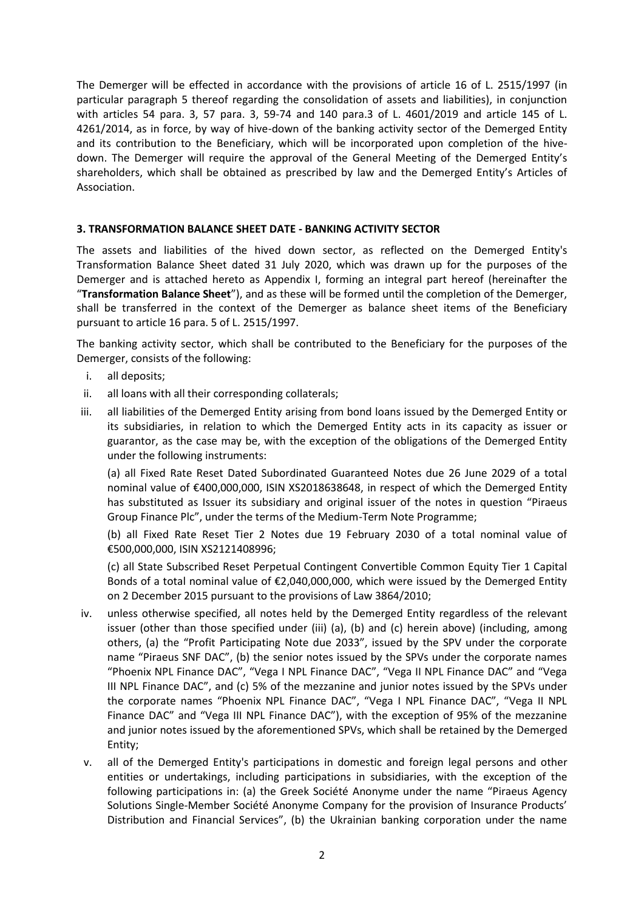The Demerger will be effected in accordance with the provisions of article 16 of L. 2515/1997 (in particular paragraph 5 thereof regarding the consolidation of assets and liabilities), in conjunction with articles 54 para. 3, 57 para. 3, 59-74 and 140 para.3 of L. 4601/2019 and article 145 of L. 4261/2014, as in force, by way of hive-down of the banking activity sector of the Demerged Entity and its contribution to the Beneficiary, which will be incorporated upon completion of the hive-down. The Demerger will require the approval of the General Meeting of the Demerged Entity's shareholders, which shall be obtained as prescribed by law and the Demerged Entity's Articles of Association.

### 3. TRANSFORMATION BALANCE SHEET DATE - BANKING ACTIVITY SECTOR

The assets and liabilities of the hived down sector, as reflected on the Demerged Entity's Transformation Balance Sheet dated 31 July 2020, which was drawn up for the purposes of the Demerger and is attached hereto as Appendix I, forming an integral part hereof (hereinafter the "**Transformation Balance Sheet**"), and as these will be formed until the completion of the Demerger, shall be transferred in the context of the Demerger as balance sheet items of the Beneficiary pursuant to article 16 para. 5 of L. 2515/1997.

The banking activity sector, which shall be contributed to the Beneficiary for the purposes of the Demerger, consists of the following:

i. all deposits;

ii. all loans with all their corresponding collaterals;

iii. all liabilities of the Demerged Entity arising from bond loans issued by the Demerged Entity or its subsidiaries, in relation to which the Demerged Entity acts in its capacity as issuer or guarantor, as the case may be, with the exception of the obligations of the Demerged Entity under the following instruments:

   (a) all Fixed Rate Reset Dated Subordinated Guaranteed Notes due 26 June 2029 of a total nominal value of €400,000,000, ISIN XS2018638648, in respect of which the Demerged Entity has substituted as Issuer its subsidiary and original issuer of the notes in question "Piraeus Group Finance Plc", under the terms of the Medium-Term Note Programme;

   (b) all Fixed Rate Reset Tier 2 Notes due 19 February 2030 of a total nominal value of €500,000,000, ISIN XS2121408996;

   (c) all State Subscribed Reset Perpetual Contingent Convertible Common Equity Tier 1 Capital Bonds of a total nominal value of €2,040,000,000, which were issued by the Demerged Entity on 2 December 2015 pursuant to the provisions of Law 3864/2010;

iv. unless otherwise specified, all notes held by the Demerged Entity regardless of the relevant issuer (other than those specified under (iii) (a), (b) and (c) herein above) (including, among others, (a) the "Profit Participating Note due 2033", issued by the SPV under the corporate name "Piraeus SNF DAC", (b) the senior notes issued by the SPVs under the corporate names "Phoenix NPL Finance DAC", "Vega I NPL Finance DAC", "Vega II NPL Finance DAC" and "Vega III NPL Finance DAC", and (c) 5% of the mezzanine and junior notes issued by the SPVs under the corporate names "Phoenix NPL Finance DAC", "Vega I NPL Finance DAC", "Vega II NPL Finance DAC" and "Vega III NPL Finance DAC"), with the exception of 95% of the mezzanine and junior notes issued by the aforementioned SPVs, which shall be retained by the Demerged Entity;

v. all of the Demerged Entity's participations in domestic and foreign legal persons and other entities or undertakings, including participations in subsidiaries, with the exception of the following participations in: (a) the Greek Société Anonyme under the name "Piraeus Agency Solutions Single-Member Société Anonyme Company for the provision of Insurance Products' Distribution and Financial Services", (b) the Ukrainian banking corporation under the name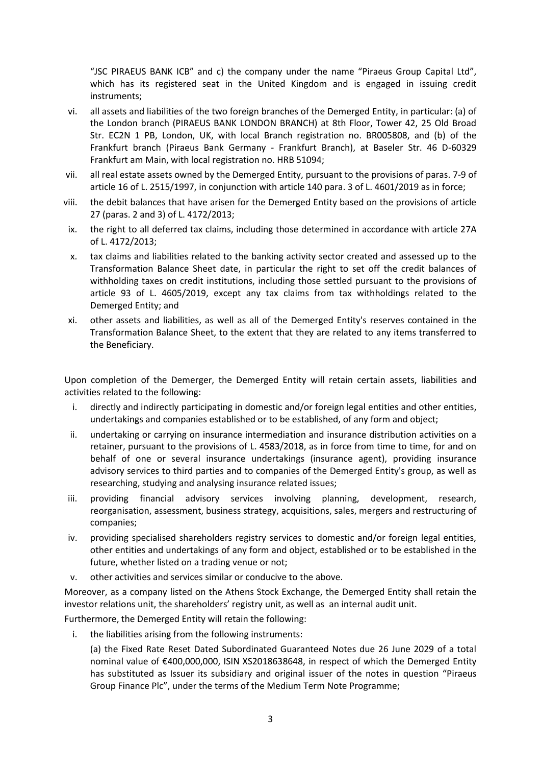"JSC PIRAEUS BANK ICB" and c) the company under the name "Piraeus Group Capital Ltd", which has its registered seat in the United Kingdom and is engaged in issuing credit instruments;

vi. all assets and liabilities of the two foreign branches of the Demerged Entity, in particular: (a) of the London branch (PIRAEUS BANK LONDON BRANCH) at 8th Floor, Tower 42, 25 Old Broad Str. EC2N 1 PB, London, UK, with local Branch registration no. BR005808, and (b) of the Frankfurt branch (Piraeus Bank Germany - Frankfurt Branch), at Baseler Str. 46 D-60329 Frankfurt am Main, with local registration no. HRB 51094;

vii. all real estate assets owned by the Demerged Entity, pursuant to the provisions of paras. 7-9 of article 16 of L. 2515/1997, in conjunction with article 140 para. 3 of L. 4601/2019 as in force;

viii. the debit balances that have arisen for the Demerged Entity based on the provisions of article 27 (paras. 2 and 3) of L. 4172/2013;

ix. the right to all deferred tax claims, including those determined in accordance with article 27A of L. 4172/2013;

x. tax claims and liabilities related to the banking activity sector created and assessed up to the Transformation Balance Sheet date, in particular the right to set off the credit balances of withholding taxes on credit institutions, including those settled pursuant to the provisions of article 93 of L. 4605/2019, except any tax claims from tax withholdings related to the Demerged Entity; and

xi. other assets and liabilities, as well as all of the Demerged Entity's reserves contained in the Transformation Balance Sheet, to the extent that they are related to any items transferred to the Beneficiary.

Upon completion of the Demerger, the Demerged Entity will retain certain assets, liabilities and activities related to the following:

i. directly and indirectly participating in domestic and/or foreign legal entities and other entities, undertakings and companies established or to be established, of any form and object;

ii. undertaking or carrying on insurance intermediation and insurance distribution activities on a retainer, pursuant to the provisions of L. 4583/2018, as in force from time to time, for and on behalf of one or several insurance undertakings (insurance agent), providing insurance advisory services to third parties and to companies of the Demerged Entity's group, as well as researching, studying and analysing insurance related issues;

iii. providing financial advisory services involving planning, development, research, reorganisation, assessment, business strategy, acquisitions, sales, mergers and restructuring of companies;

iv. providing specialised shareholders registry services to domestic and/or foreign legal entities, other entities and undertakings of any form and object, established or to be established in the future, whether listed on a trading venue or not;

v. other activities and services similar or conducive to the above.

Moreover, as a company listed on the Athens Stock Exchange, the Demerged Entity shall retain the investor relations unit, the shareholders' registry unit, as well as an internal audit unit.

Furthermore, the Demerged Entity will retain the following:

i. the liabilities arising from the following instruments:

(a) the Fixed Rate Reset Dated Subordinated Guaranteed Notes due 26 June 2029 of a total nominal value of €400,000,000, ISIN XS2018638648, in respect of which the Demerged Entity has substituted as Issuer its subsidiary and original issuer of the notes in question "Piraeus Group Finance Plc", under the terms of the Medium Term Note Programme;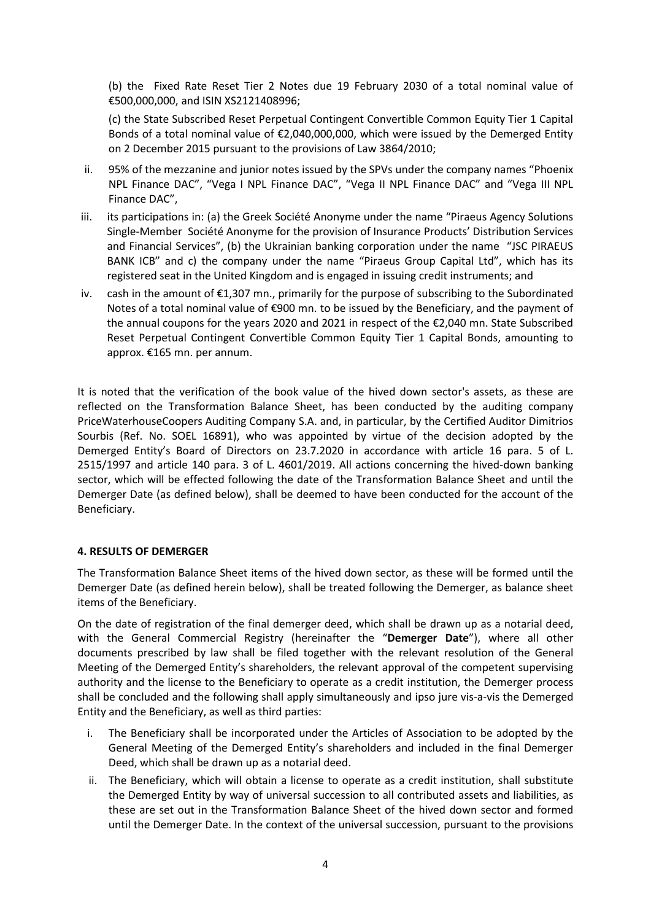(b) the Fixed Rate Reset Tier 2 Notes due 19 February 2030 of a total nominal value of €500,000,000, and ISIN XS2121408996;

(c) the State Subscribed Reset Perpetual Contingent Convertible Common Equity Tier 1 Capital Bonds of a total nominal value of €2,040,000,000, which were issued by the Demerged Entity on 2 December 2015 pursuant to the provisions of Law 3864/2010;

ii. 95% of the mezzanine and junior notes issued by the SPVs under the company names "Phoenix NPL Finance DAC", "Vega I NPL Finance DAC", "Vega II NPL Finance DAC" and "Vega III NPL Finance DAC",

iii. its participations in: (a) the Greek Société Anonyme under the name "Piraeus Agency Solutions Single-Member Société Anonyme for the provision of Insurance Products' Distribution Services and Financial Services", (b) the Ukrainian banking corporation under the name "JSC PIRAEUS BANK ICB" and c) the company under the name "Piraeus Group Capital Ltd", which has its registered seat in the United Kingdom and is engaged in issuing credit instruments; and

iv. cash in the amount of €1,307 mn., primarily for the purpose of subscribing to the Subordinated Notes of a total nominal value of €900 mn. to be issued by the Beneficiary, and the payment of the annual coupons for the years 2020 and 2021 in respect of the €2,040 mn. State Subscribed Reset Perpetual Contingent Convertible Common Equity Tier 1 Capital Bonds, amounting to approx. €165 mn. per annum.

It is noted that the verification of the book value of the hived down sector's assets, as these are reflected on the Transformation Balance Sheet, has been conducted by the auditing company PriceWaterhouseCoopers Auditing Company S.A. and, in particular, by the Certified Auditor Dimitrios Sourbis (Ref. No. SOEL 16891), who was appointed by virtue of the decision adopted by the Demerged Entity's Board of Directors on 23.7.2020 in accordance with article 16 para. 5 of L. 2515/1997 and article 140 para. 3 of L. 4601/2019. All actions concerning the hived-down banking sector, which will be effected following the date of the Transformation Balance Sheet and until the Demerger Date (as defined below), shall be deemed to have been conducted for the account of the Beneficiary.

## 4. RESULTS OF DEMERGER

The Transformation Balance Sheet items of the hived down sector, as these will be formed until the Demerger Date (as defined herein below), shall be treated following the Demerger, as balance sheet items of the Beneficiary.

On the date of registration of the final demerger deed, which shall be drawn up as a notarial deed, with the General Commercial Registry (hereinafter the "**Demerger Date**"), where all other documents prescribed by law shall be filed together with the relevant resolution of the General Meeting of the Demerged Entity's shareholders, the relevant approval of the competent supervising authority and the license to the Beneficiary to operate as a credit institution, the Demerger process shall be concluded and the following shall apply simultaneously and ipso jure vis-a-vis the Demerged Entity and the Beneficiary, as well as third parties:

i. The Beneficiary shall be incorporated under the Articles of Association to be adopted by the General Meeting of the Demerged Entity's shareholders and included in the final Demerger Deed, which shall be drawn up as a notarial deed.

ii. The Beneficiary, which will obtain a license to operate as a credit institution, shall substitute the Demerged Entity by way of universal succession to all contributed assets and liabilities, as these are set out in the Transformation Balance Sheet of the hived down sector and formed until the Demerger Date. In the context of the universal succession, pursuant to the provisions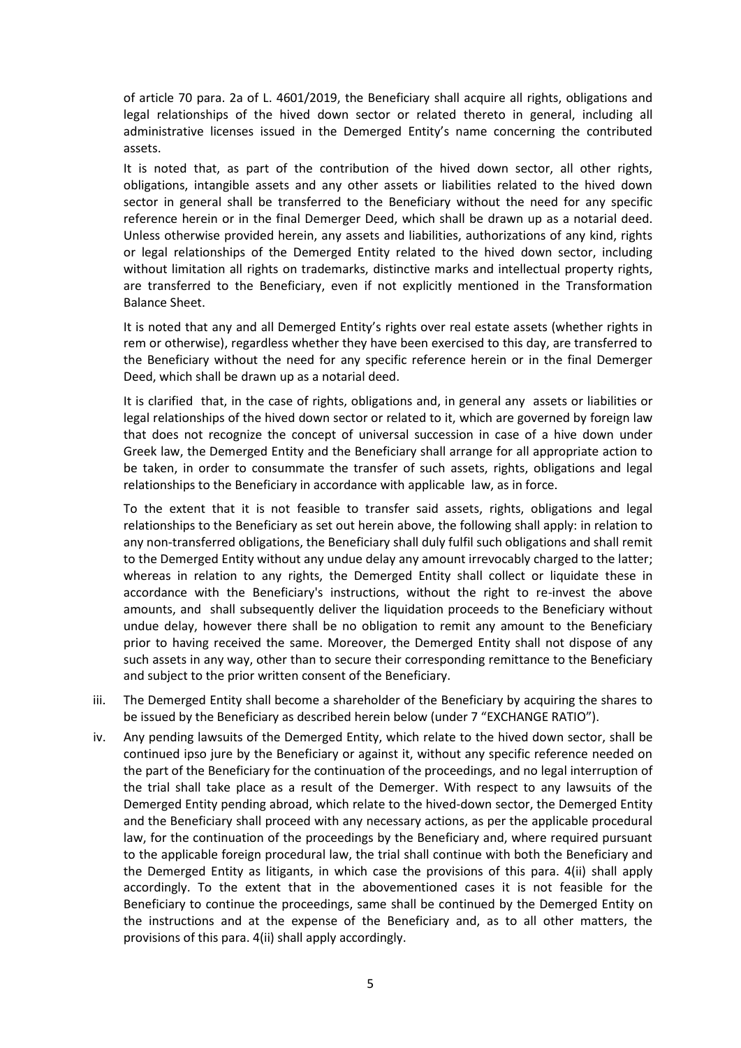of article 70 para. 2a of L. 4601/2019, the Beneficiary shall acquire all rights, obligations and legal relationships of the hived down sector or related thereto in general, including all administrative licenses issued in the Demerged Entity's name concerning the contributed assets.

It is noted that, as part of the contribution of the hived down sector, all other rights, obligations, intangible assets and any other assets or liabilities related to the hived down sector in general shall be transferred to the Beneficiary without the need for any specific reference herein or in the final Demerger Deed, which shall be drawn up as a notarial deed. Unless otherwise provided herein, any assets and liabilities, authorizations of any kind, rights or legal relationships of the Demerged Entity related to the hived down sector, including without limitation all rights on trademarks, distinctive marks and intellectual property rights, are transferred to the Beneficiary, even if not explicitly mentioned in the Transformation Balance Sheet.

It is noted that any and all Demerged Entity's rights over real estate assets (whether rights in rem or otherwise), regardless whether they have been exercised to this day, are transferred to the Beneficiary without the need for any specific reference herein or in the final Demerger Deed, which shall be drawn up as a notarial deed.

It is clarified that, in the case of rights, obligations and, in general any assets or liabilities or legal relationships of the hived down sector or related to it, which are governed by foreign law that does not recognize the concept of universal succession in case of a hive down under Greek law, the Demerged Entity and the Beneficiary shall arrange for all appropriate action to be taken, in order to consummate the transfer of such assets, rights, obligations and legal relationships to the Beneficiary in accordance with applicable law, as in force.

To the extent that it is not feasible to transfer said assets, rights, obligations and legal relationships to the Beneficiary as set out herein above, the following shall apply: in relation to any non-transferred obligations, the Beneficiary shall duly fulfil such obligations and shall remit to the Demerged Entity without any undue delay any amount irrevocably charged to the latter; whereas in relation to any rights, the Demerged Entity shall collect or liquidate these in accordance with the Beneficiary's instructions, without the right to re-invest the above amounts, and shall subsequently deliver the liquidation proceeds to the Beneficiary without undue delay, however there shall be no obligation to remit any amount to the Beneficiary prior to having received the same. Moreover, the Demerged Entity shall not dispose of any such assets in any way, other than to secure their corresponding remittance to the Beneficiary and subject to the prior written consent of the Beneficiary.

iii. The Demerged Entity shall become a shareholder of the Beneficiary by acquiring the shares to be issued by the Beneficiary as described herein below (under 7 "EXCHANGE RATIO").

iv. Any pending lawsuits of the Demerged Entity, which relate to the hived down sector, shall be continued ipso jure by the Beneficiary or against it, without any specific reference needed on the part of the Beneficiary for the continuation of the proceedings, and no legal interruption of the trial shall take place as a result of the Demerger. With respect to any lawsuits of the Demerged Entity pending abroad, which relate to the hived-down sector, the Demerged Entity and the Beneficiary shall proceed with any necessary actions, as per the applicable procedural law, for the continuation of the proceedings by the Beneficiary and, where required pursuant to the applicable foreign procedural law, the trial shall continue with both the Beneficiary and the Demerged Entity as litigants, in which case the provisions of this para. 4(ii) shall apply accordingly. To the extent that in the abovementioned cases it is not feasible for the Beneficiary to continue the proceedings, same shall be continued by the Demerged Entity on the instructions and at the expense of the Beneficiary and, as to all other matters, the provisions of this para. 4(ii) shall apply accordingly.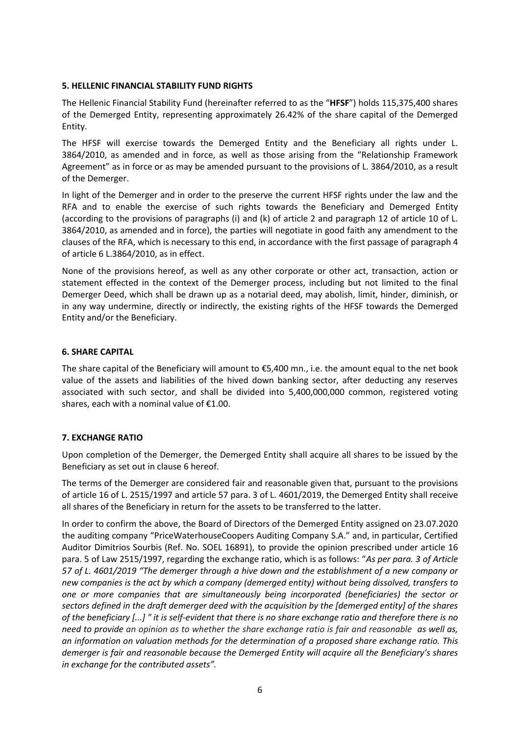**5. HELLENIC FINANCIAL STABILITY FUND RIGHTS**

The Hellenic Financial Stability Fund (hereinafter referred to as the "**HFSF**") holds 115,375,400 shares of the Demerged Entity, representing approximately 26.42% of the share capital of the Demerged Entity.

The HFSF will exercise towards the Demerged Entity and the Beneficiary all rights under L. 3864/2010, as amended and in force, as well as those arising from the "Relationship Framework Agreement" as in force or as may be amended pursuant to the provisions of L. 3864/2010, as a result of the Demerger.

In light of the Demerger and in order to the preserve the current HFSF rights under the law and the RFA and to enable the exercise of such rights towards the Beneficiary and Demerged Entity (according to the provisions of paragraphs (i) and (k) of article 2 and paragraph 12 of article 10 of L. 3864/2010, as amended and in force), the parties will negotiate in good faith any amendment to the clauses of the RFA, which is necessary to this end, in accordance with the first passage of paragraph 4 of article 6 L.3864/2010, as in effect.

None of the provisions hereof, as well as any other corporate or other act, transaction, action or statement effected in the context of the Demerger process, including but not limited to the final Demerger Deed, which shall be drawn up as a notarial deed, may abolish, limit, hinder, diminish, or in any way undermine, directly or indirectly, the existing rights of the HFSF towards the Demerged Entity and/or the Beneficiary.

**6. SHARE CAPITAL**

The share capital of the Beneficiary will amount to €5,400 mn., i.e. the amount equal to the net book value of the assets and liabilities of the hived down banking sector, after deducting any reserves associated with such sector, and shall be divided into 5,400,000,000 common, registered voting shares, each with a nominal value of €1.00.

**7. EXCHANGE RATIO**

Upon completion of the Demerger, the Demerged Entity shall acquire all shares to be issued by the Beneficiary as set out in clause 6 hereof.

The terms of the Demerger are considered fair and reasonable given that, pursuant to the provisions of article 16 of L. 2515/1997 and article 57 para. 3 of L. 4601/2019, the Demerged Entity shall receive all shares of the Beneficiary in return for the assets to be transferred to the latter.

In order to confirm the above, the Board of Directors of the Demerged Entity assigned on 23.07.2020 the auditing company "PriceWaterhouseCoopers Auditing Company S.A." and, in particular, Certified Auditor Dimitrios Sourbis (Ref. No. SOEL 16891), to provide the opinion prescribed under article 16 para. 5 of Law 2515/1997, regarding the exchange ratio, which is as follows: "*As per para. 3 of Article 57 of L. 4601/2019 "The demerger through a hive down and the establishment of a new company or new companies is the act by which a company (demerged entity) without being dissolved, transfers to one or more companies that are simultaneously being incorporated (beneficiaries) the sector or sectors defined in the draft demerger deed with the acquisition by the [demerged entity] of the shares of the beneficiary [...] " it is self-evident that there is no share exchange ratio and therefore there is no need to provide an opinion as to whether the share exchange ratio is fair and reasonable as well as, an information on valuation methods for the determination of a proposed share exchange ratio. This demerger is fair and reasonable because the Demerged Entity will acquire all the Beneficiary's shares in exchange for the contributed assets".*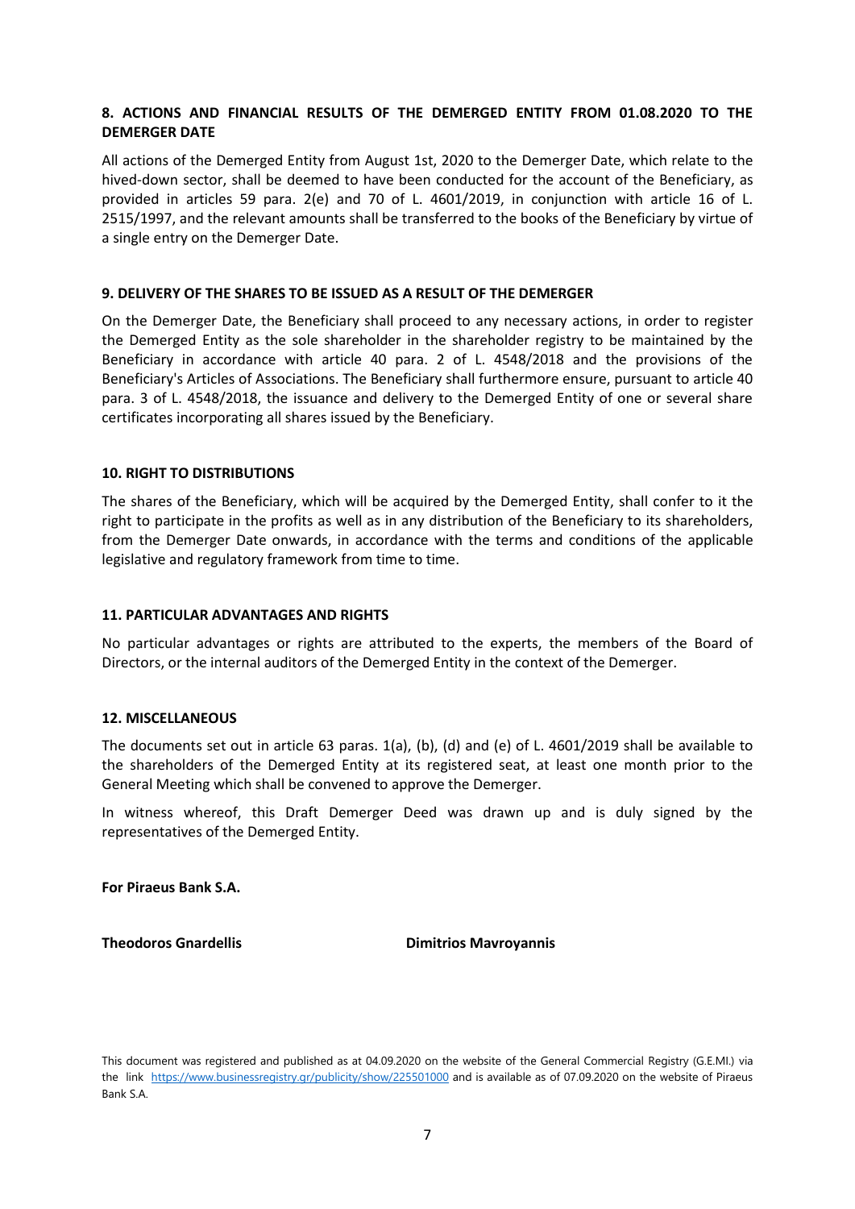**8. ACTIONS AND FINANCIAL RESULTS OF THE DEMERGED ENTITY FROM 01.08.2020 TO THE DEMERGER DATE**

All actions of the Demerged Entity from August 1st, 2020 to the Demerger Date, which relate to the hived-down sector, shall be deemed to have been conducted for the account of the Beneficiary, as provided in articles 59 para. 2(e) and 70 of L. 4601/2019, in conjunction with article 16 of L. 2515/1997, and the relevant amounts shall be transferred to the books of the Beneficiary by virtue of a single entry on the Demerger Date.

**9. DELIVERY OF THE SHARES TO BE ISSUED AS A RESULT OF THE DEMERGER**

On the Demerger Date, the Beneficiary shall proceed to any necessary actions, in order to register the Demerged Entity as the sole shareholder in the shareholder registry to be maintained by the Beneficiary in accordance with article 40 para. 2 of L. 4548/2018 and the provisions of the Beneficiary's Articles of Associations. The Beneficiary shall furthermore ensure, pursuant to article 40 para. 3 of L. 4548/2018, the issuance and delivery to the Demerged Entity of one or several share certificates incorporating all shares issued by the Beneficiary.

**10. RIGHT TO DISTRIBUTIONS**

The shares of the Beneficiary, which will be acquired by the Demerged Entity, shall confer to it the right to participate in the profits as well as in any distribution of the Beneficiary to its shareholders, from the Demerger Date onwards, in accordance with the terms and conditions of the applicable legislative and regulatory framework from time to time.

**11. PARTICULAR ADVANTAGES AND RIGHTS**

No particular advantages or rights are attributed to the experts, the members of the Board of Directors, or the internal auditors of the Demerged Entity in the context of the Demerger.

**12. MISCELLANEOUS**

The documents set out in article 63 paras. 1(a), (b), (d) and (e) of L. 4601/2019 shall be available to the shareholders of the Demerged Entity at its registered seat, at least one month prior to the General Meeting which shall be convened to approve the Demerger.

In witness whereof, this Draft Demerger Deed was drawn up and is duly signed by the representatives of the Demerged Entity.

**For Piraeus Bank S.A.**

**Theodoros Gnardellis** **Dimitrios Mavroyannis**

This document was registered and published as at 04.09.2020 on the website of the General Commercial Registry (G.E.MI.) via the link https://www.businessregistry.gr/publicity/show/225501000 and is available as of 07.09.2020 on the website of Piraeus Bank S.A.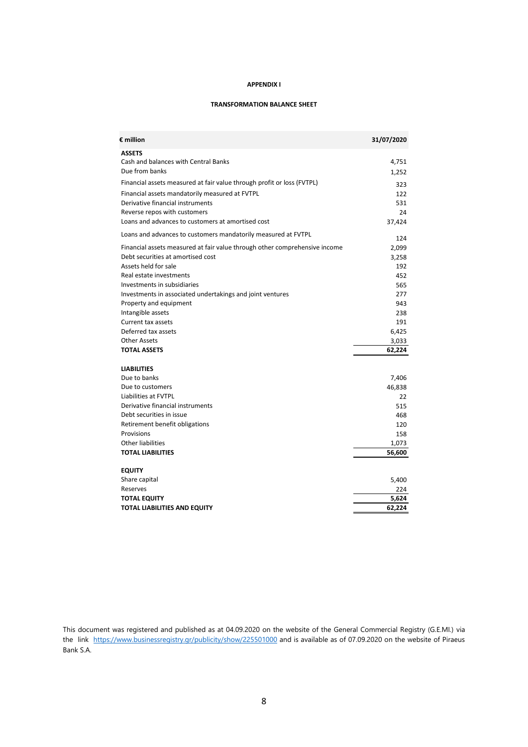# APPENDIX I

## TRANSFORMATION BALANCE SHEET

| € million | 31/07/2020 |
| --- | --- |
| **ASSETS** | |
| Cash and balances with Central Banks | 4,751 |
| Due from banks | 1,252 |
| Financial assets measured at fair value through profit or loss (FVTPL) | 323 |
| Financial assets mandatorily measured at FVTPL | 122 |
| Derivative financial instruments | 531 |
| Reverse repos with customers | 24 |
| Loans and advances to customers at amortised cost | 37,424 |
| Loans and advances to customers mandatorily measured at FVTPL | 124 |
| Financial assets measured at fair value through other comprehensive income | 2,099 |
| Debt securities at amortised cost | 3,258 |
| Assets held for sale | 192 |
| Real estate investments | 452 |
| Investments in subsidiaries | 565 |
| Investments in associated undertakings and joint ventures | 277 |
| Property and equipment | 943 |
| Intangible assets | 238 |
| Current tax assets | 191 |
| Deferred tax assets | 6,425 |
| Other Assets | 3,033 |
| **TOTAL ASSETS** | **62,224** |
| | |
| **LIABILITIES** | |
| Due to banks | 7,406 |
| Due to customers | 46,838 |
| Liabilities at FVTPL | 22 |
| Derivative financial instruments | 515 |
| Debt securities in issue | 468 |
| Retirement benefit obligations | 120 |
| Provisions | 158 |
| Other liabilities | 1,073 |
| **TOTAL LIABILITIES** | **56,600** |
| | |
| **EQUITY** | |
| Share capital | 5,400 |
| Reserves | 224 |
| **TOTAL EQUITY** | **5,624** |
| **TOTAL LIABILITIES AND EQUITY** | **62,224** |

This document was registered and published as at 04.09.2020 on the website of the General Commercial Registry (G.E.MI.) via the link https://www.businessregistry.gr/publicity/show/225501000 and is available as of 07.09.2020 on the website of Piraeus Bank S.A.